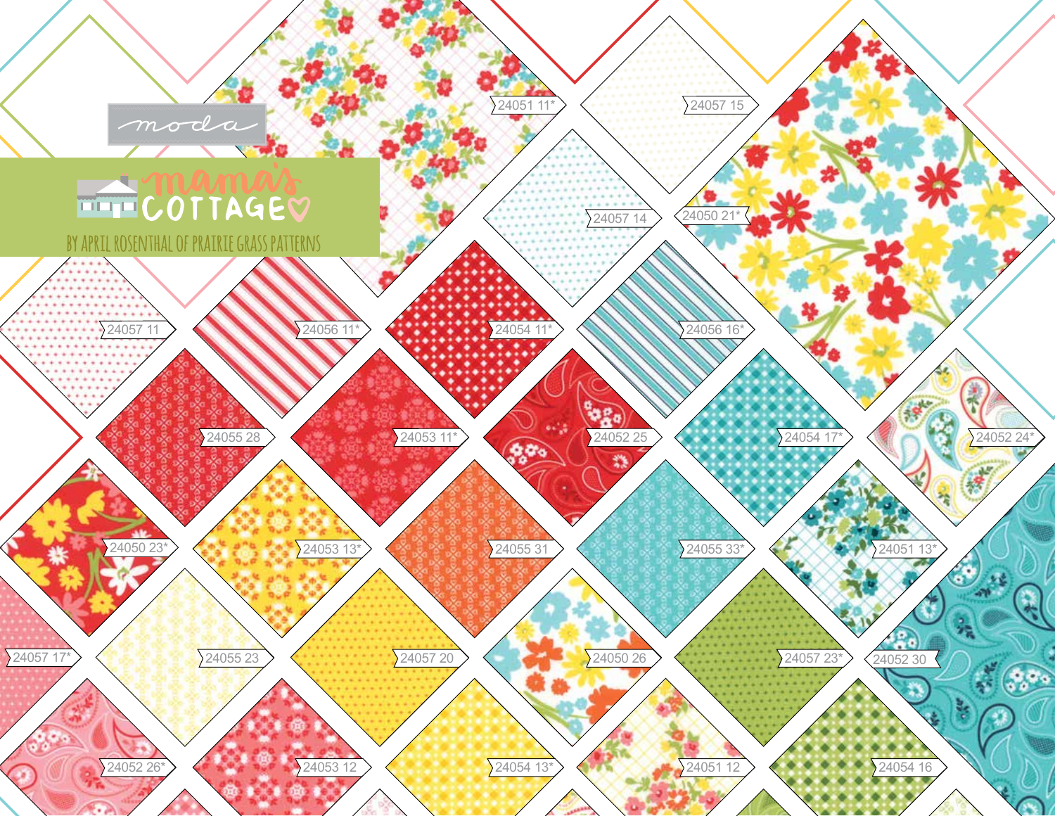moda

# mama's COTTAGE

BY APRIL ROSENTHAL OF PRAIRIE GRASS PATTERNS

24051 11*

24057 15

24057 14

24050 21*

24057 11

24056 11*

24054 11*

24056 16*

24055 28

24053 11*

24052 25

24054 17*

24052 24*

24050 23*

24053 13*

24055 31

24055 33*

24051 13*

24057 17*

24055 23

24057 20

24050 26

24057 23*

24052 30

24052 26*

24053 12

24054 13*

24051 12

24054 16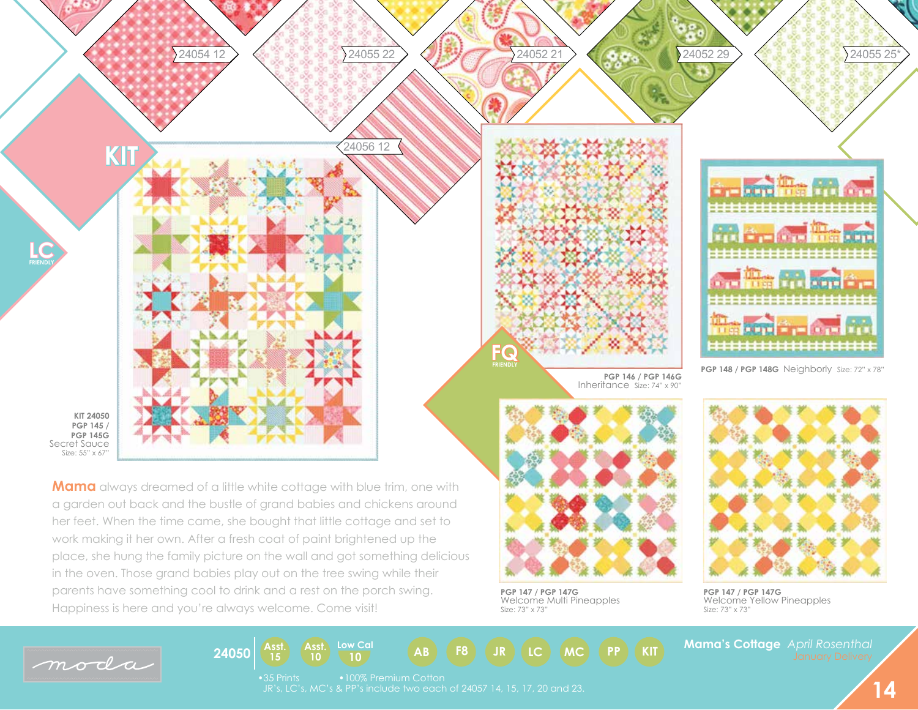24054 12

24055 22

24052 21

24052 29

24055 25*

24056 12

KIT

LC
FRIENDLY

FQ
FRIENDLY

KIT 24050
PGP 145 /
PGP 145G
Secret Sauce
Size: 55" x 67"

PGP 146 / PGP 146G
Inheritance Size: 74" x 90"

PGP 148 / PGP 148G Neighborly Size: 72" x 78"

PGP 147 / PGP 147G
Welcome Multi Pineapples
Size: 73" x 73"

PGP 147 / PGP 147G
Welcome Yellow Pineapples
Size: 73" x 73"

**Mama** always dreamed of a little white cottage with blue trim, one with a garden out back and the bustle of grand babies and chickens around her feet. When the time came, she bought that little cottage and set to work making it her own. After a fresh coat of paint brightened up the place, she hung the family picture on the wall and got something delicious in the oven. Those grand babies play out on the tree swing while their parents have something cool to drink and a rest on the porch swing. Happiness is here and you're always welcome. Come visit!

moda

24050 | Asst. 15 | Asst. 10 | Low Cal 10 | AB | F8 | JR | LC | MC | PP | KIT

•35 Prints •100% Premium Cotton
JR's, LC's, MC's & PP's include two each of 24057 14, 15, 17, 20 and 23.

**Mama's Cottage** *April Rosenthal*
January Delivery